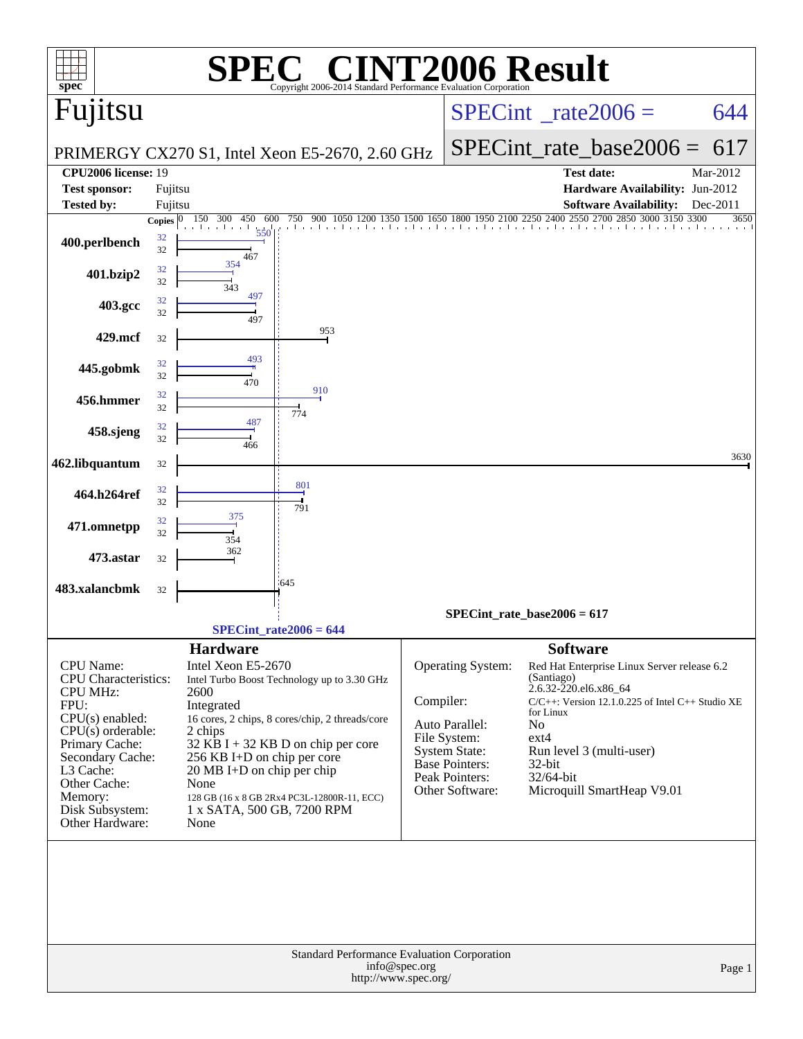# SPEC CINT2006 Result

Copyright 2006-2014 Standard Performance Evaluation Corporation

## Fujitsu

PRIMERGY CX270 S1, Intel Xeon E5-2670, 2.60 GHz

**SPECint_rate2006 = 644**

**SPECint_rate_base2006 = 617**

| | | | |
|---|---|---|---|
| **CPU2006 license:** | 19 | **Test date:** | Mar-2012 |
| **Test sponsor:** | Fujitsu | **Hardware Availability:** | Jun-2012 |
| **Tested by:** | Fujitsu | **Software Availability:** | Dec-2011 |

| Benchmark | Copies (peak) | Peak | Copies (base) | Base |
|---|---|---|---|---|
| 400.perlbench | 32 | 550 | 32 | 467 |
| 401.bzip2 | 32 | 354 | 32 | 343 |
| 403.gcc | 32 | 497 | 32 | 497 |
| 429.mcf | | | 32 | 953 |
| 445.gobmk | 32 | 493 | 32 | 470 |
| 456.hmmer | 32 | 910 | 32 | 774 |
| 458.sjeng | 32 | 487 | 32 | 466 |
| 462.libquantum | | | 32 | 3630 |
| 464.h264ref | 32 | 801 | 32 | 791 |
| 471.omnetpp | 32 | 375 | 32 | 354 |
| 473.astar | | | 32 | 362 |
| 483.xalancbmk | | | 32 | 645 |

SPECint_rate_base2006 = 617

SPECint_rate2006 = 644

### Hardware

| | |
|---|---|
| CPU Name: | Intel Xeon E5-2670 |
| CPU Characteristics: | Intel Turbo Boost Technology up to 3.30 GHz |
| CPU MHz: | 2600 |
| FPU: | Integrated |
| CPU(s) enabled: | 16 cores, 2 chips, 8 cores/chip, 2 threads/core |
| CPU(s) orderable: | 2 chips |
| Primary Cache: | 32 KB I + 32 KB D on chip per core |
| Secondary Cache: | 256 KB I+D on chip per core |
| L3 Cache: | 20 MB I+D on chip per chip |
| Other Cache: | None |
| Memory: | 128 GB (16 x 8 GB 2Rx4 PC3L-12800R-11, ECC) |
| Disk Subsystem: | 1 x SATA, 500 GB, 7200 RPM |
| Other Hardware: | None |

### Software

| | |
|---|---|
| Operating System: | Red Hat Enterprise Linux Server release 6.2 (Santiago) 2.6.32-220.el6.x86_64 |
| Compiler: | C/C++: Version 12.1.0.225 of Intel C++ Studio XE for Linux |
| Auto Parallel: | No |
| File System: | ext4 |
| System State: | Run level 3 (multi-user) |
| Base Pointers: | 32-bit |
| Peak Pointers: | 32/64-bit |
| Other Software: | Microquill SmartHeap V9.01 |

Standard Performance Evaluation Corporation
info@spec.org
http://www.spec.org/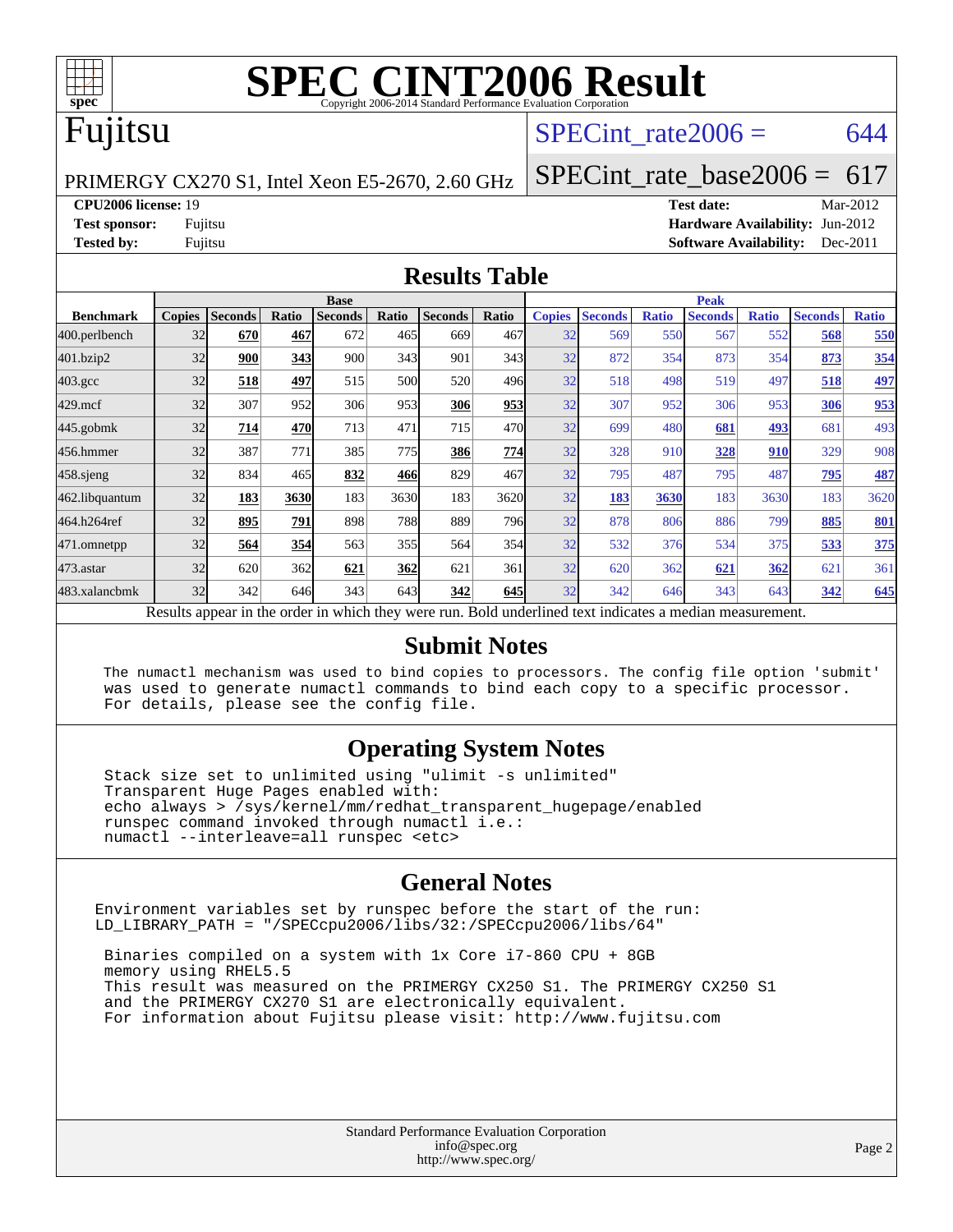# SPEC CINT2006 Result

Copyright 2006-2014 Standard Performance Evaluation Corporation

# Fujitsu

PRIMERGY CX270 S1, Intel Xeon E5-2670, 2.60 GHz

SPECint_rate2006 = 644

SPECint_rate_base2006 = 617

**CPU2006 license:** 19
**Test sponsor:** Fujitsu
**Tested by:** Fujitsu

**Test date:** Mar-2012
**Hardware Availability:** Jun-2012
**Software Availability:** Dec-2011

## Results Table

| Benchmark | Base | | | | | | | Peak | | | | | | |
|---|---|---|---|---|---|---|---|---|---|---|---|---|---|---|
| | Copies | Seconds | Ratio | Seconds | Ratio | Seconds | Ratio | Copies | Seconds | Ratio | Seconds | Ratio | Seconds | Ratio |
| 400.perlbench | 32 | **670** | **467** | 672 | 465 | 669 | 467 | 32 | 569 | 550 | 567 | 552 | **568** | **550** |
| 401.bzip2 | 32 | **900** | **343** | 900 | 343 | 901 | 343 | 32 | 872 | 354 | 873 | 354 | **873** | **354** |
| 403.gcc | 32 | **518** | **497** | 515 | 500 | 520 | 496 | 32 | 518 | 498 | 519 | 497 | **518** | **497** |
| 429.mcf | 32 | 307 | 952 | 306 | 953 | **306** | **953** | 32 | 307 | 952 | 306 | 953 | **306** | **953** |
| 445.gobmk | 32 | **714** | **470** | 713 | 471 | 715 | 470 | 32 | 699 | 480 | **681** | **493** | 681 | 493 |
| 456.hmmer | 32 | 387 | 771 | 385 | 775 | **386** | **774** | 32 | 328 | 910 | **328** | **910** | 329 | 908 |
| 458.sjeng | 32 | 834 | 465 | **832** | **466** | 829 | 467 | 32 | 795 | 487 | 795 | 487 | **795** | **487** |
| 462.libquantum | 32 | **183** | **3630** | 183 | 3630 | 183 | 3620 | 32 | **183** | **3630** | 183 | 3630 | 183 | 3620 |
| 464.h264ref | 32 | **895** | **791** | 898 | 788 | 889 | 796 | 32 | 878 | 806 | 886 | 799 | **885** | **801** |
| 471.omnetpp | 32 | **564** | **354** | 563 | 355 | 564 | 354 | 32 | 532 | 376 | 534 | 375 | **533** | **375** |
| 473.astar | 32 | 620 | 362 | **621** | **362** | 621 | 361 | 32 | 620 | 362 | **621** | **362** | 621 | 361 |
| 483.xalancbmk | 32 | 342 | 646 | 343 | 643 | **342** | **645** | 32 | 342 | 646 | 343 | 643 | **342** | **645** |

Results appear in the order in which they were run. Bold underlined text indicates a median measurement.

## Submit Notes

```
The numactl mechanism was used to bind copies to processors. The config file option 'submit'
was used to generate numactl commands to bind each copy to a specific processor.
For details, please see the config file.
```

## Operating System Notes

```
Stack size set to unlimited using "ulimit -s unlimited"
Transparent Huge Pages enabled with:
echo always > /sys/kernel/mm/redhat_transparent_hugepage/enabled
runspec command invoked through numactl i.e.:
numactl --interleave=all runspec <etc>
```

## General Notes

```
Environment variables set by runspec before the start of the run:
LD_LIBRARY_PATH = "/SPECcpu2006/libs/32:/SPECcpu2006/libs/64"

 Binaries compiled on a system with 1x Core i7-860 CPU + 8GB
 memory using RHEL5.5
 This result was measured on the PRIMERGY CX250 S1. The PRIMERGY CX250 S1
 and the PRIMERGY CX270 S1 are electronically equivalent.
 For information about Fujitsu please visit: http://www.fujitsu.com
```

Standard Performance Evaluation Corporation
info@spec.org
http://www.spec.org/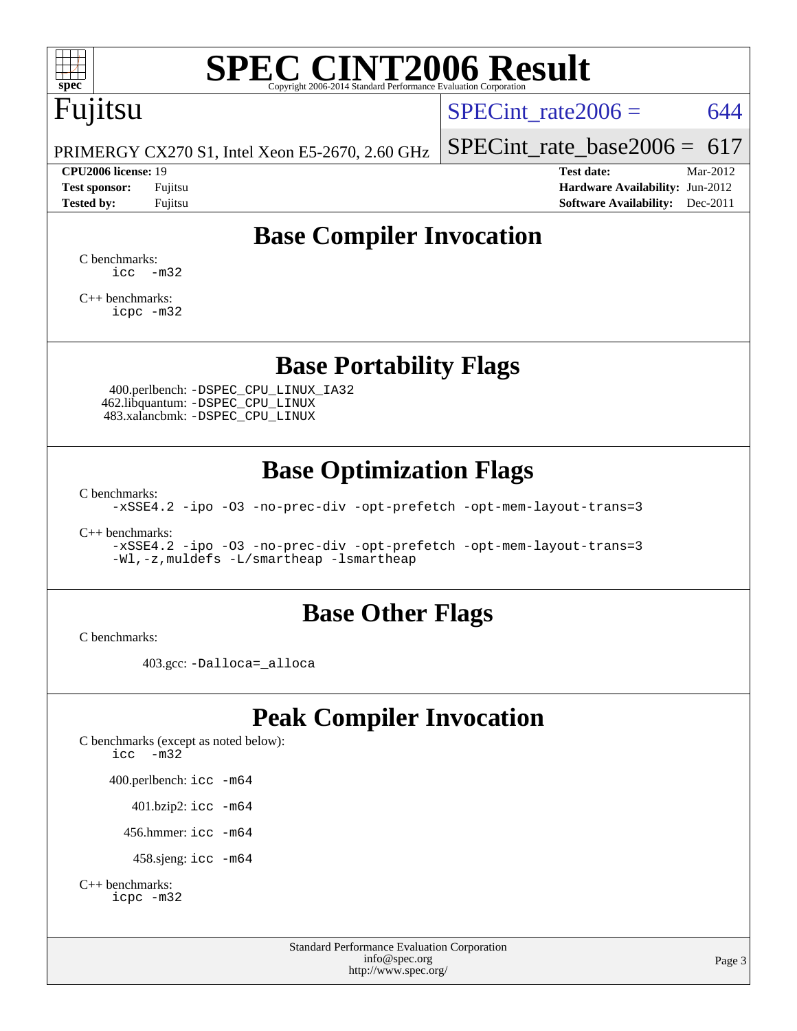# SPEC CINT2006 Result

Copyright 2006-2014 Standard Performance Evaluation Corporation

**Fujitsu**

PRIMERGY CX270 S1, Intel Xeon E5-2670, 2.60 GHz

SPECint_rate2006 = 644

SPECint_rate_base2006 = 617

| | | | |
|---|---|---|---|
| **CPU2006 license:** 19 | | **Test date:** | Mar-2012 |
| **Test sponsor:** | Fujitsu | **Hardware Availability:** | Jun-2012 |
| **Tested by:** | Fujitsu | **Software Availability:** | Dec-2011 |

## Base Compiler Invocation

C benchmarks:
```
icc -m32
```

C++ benchmarks:
```
icpc -m32
```

## Base Portability Flags

400.perlbench: `-DSPEC_CPU_LINUX_IA32`
462.libquantum: `-DSPEC_CPU_LINUX`
483.xalancbmk: `-DSPEC_CPU_LINUX`

## Base Optimization Flags

C benchmarks:
```
-xSSE4.2 -ipo -O3 -no-prec-div -opt-prefetch -opt-mem-layout-trans=3
```

C++ benchmarks:
```
-xSSE4.2 -ipo -O3 -no-prec-div -opt-prefetch -opt-mem-layout-trans=3
-Wl,-z,muldefs -L/smartheap -lsmartheap
```

## Base Other Flags

C benchmarks:

403.gcc: `-Dalloca=_alloca`

## Peak Compiler Invocation

C benchmarks (except as noted below):
```
icc -m32
```

400.perlbench: `icc -m64`

401.bzip2: `icc -m64`

456.hmmer: `icc -m64`

458.sjeng: `icc -m64`

C++ benchmarks:
```
icpc -m32
```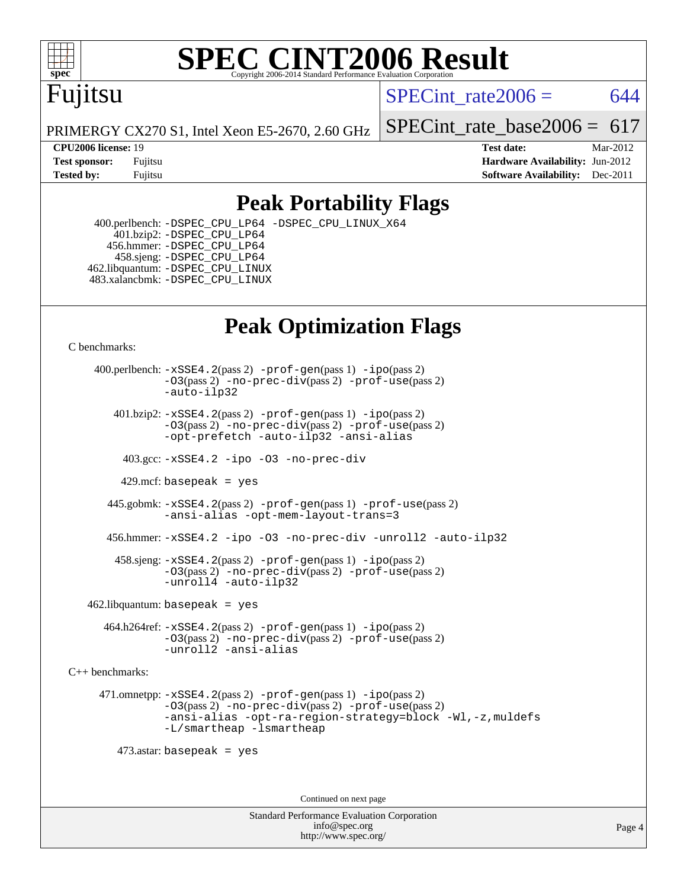# SPEC CINT2006 Result

Fujitsu

PRIMERGY CX270 S1, Intel Xeon E5-2670, 2.60 GHz

SPECint_rate2006 = 644

SPECint_rate_base2006 = 617

**CPU2006 license:** 19
**Test sponsor:** Fujitsu
**Tested by:** Fujitsu

**Test date:** Mar-2012
**Hardware Availability:** Jun-2012
**Software Availability:** Dec-2011

## Peak Portability Flags

400.perlbench: -DSPEC_CPU_LP64 -DSPEC_CPU_LINUX_X64
401.bzip2: -DSPEC_CPU_LP64
456.hmmer: -DSPEC_CPU_LP64
458.sjeng: -DSPEC_CPU_LP64
462.libquantum: -DSPEC_CPU_LINUX
483.xalancbmk: -DSPEC_CPU_LINUX

## Peak Optimization Flags

C benchmarks:

400.perlbench: -xSSE4.2(pass 2) -prof-gen(pass 1) -ipo(pass 2) -O3(pass 2) -no-prec-div(pass 2) -prof-use(pass 2) -auto-ilp32

401.bzip2: -xSSE4.2(pass 2) -prof-gen(pass 1) -ipo(pass 2) -O3(pass 2) -no-prec-div(pass 2) -prof-use(pass 2) -opt-prefetch -auto-ilp32 -ansi-alias

403.gcc: -xSSE4.2 -ipo -O3 -no-prec-div

429.mcf: basepeak = yes

445.gobmk: -xSSE4.2(pass 2) -prof-gen(pass 1) -prof-use(pass 2) -ansi-alias -opt-mem-layout-trans=3

456.hmmer: -xSSE4.2 -ipo -O3 -no-prec-div -unroll2 -auto-ilp32

458.sjeng: -xSSE4.2(pass 2) -prof-gen(pass 1) -ipo(pass 2) -O3(pass 2) -no-prec-div(pass 2) -prof-use(pass 2) -unroll4 -auto-ilp32

462.libquantum: basepeak = yes

464.h264ref: -xSSE4.2(pass 2) -prof-gen(pass 1) -ipo(pass 2) -O3(pass 2) -no-prec-div(pass 2) -prof-use(pass 2) -unroll2 -ansi-alias

C++ benchmarks:

471.omnetpp: -xSSE4.2(pass 2) -prof-gen(pass 1) -ipo(pass 2) -O3(pass 2) -no-prec-div(pass 2) -prof-use(pass 2) -ansi-alias -opt-ra-region-strategy=block -Wl,-z,muldefs -L/smartheap -lsmartheap

473.astar: basepeak = yes

Continued on next page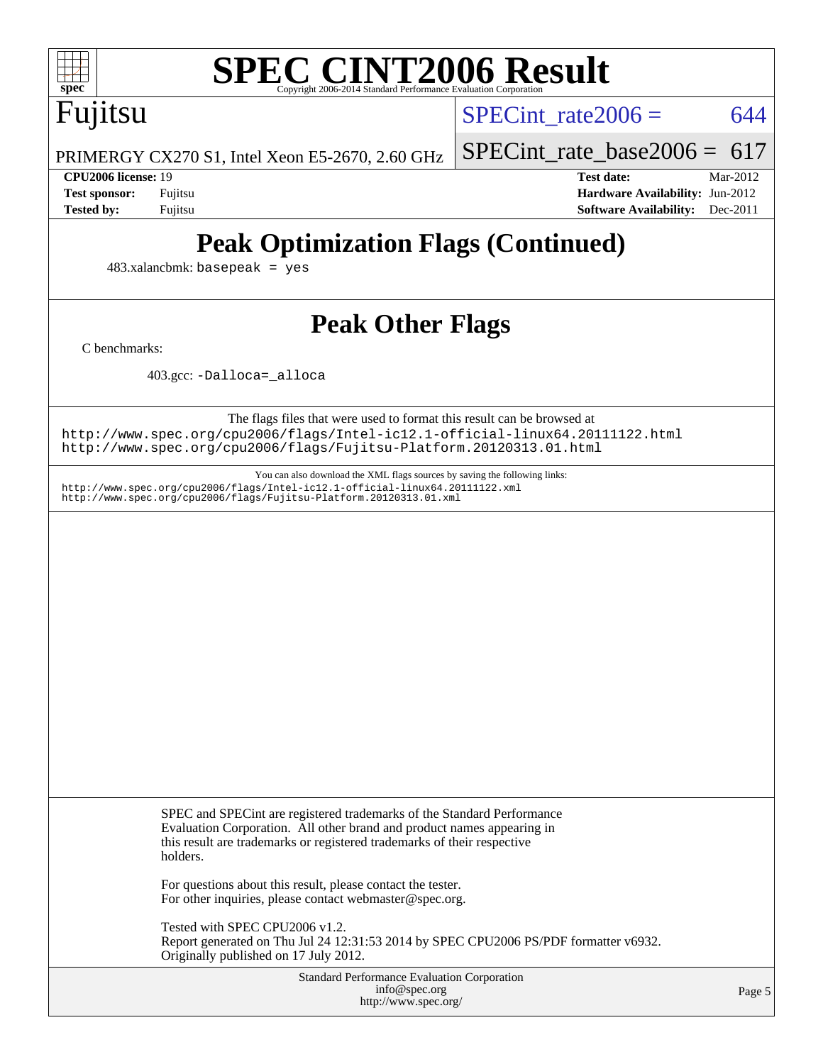# Peak Optimization Flags (Continued)

483.xalancbmk: basepeak = yes

# Peak Other Flags

C benchmarks:

403.gcc: -Dalloca=_alloca

The flags files that were used to format this result can be browsed at
http://www.spec.org/cpu2006/flags/Intel-ic12.1-official-linux64.20111122.html
http://www.spec.org/cpu2006/flags/Fujitsu-Platform.20120313.01.html

You can also download the XML flags sources by saving the following links:
http://www.spec.org/cpu2006/flags/Intel-ic12.1-official-linux64.20111122.xml
http://www.spec.org/cpu2006/flags/Fujitsu-Platform.20120313.01.xml

SPEC and SPECint are registered trademarks of the Standard Performance Evaluation Corporation. All other brand and product names appearing in this result are trademarks or registered trademarks of their respective holders.

For questions about this result, please contact the tester.
For other inquiries, please contact webmaster@spec.org.

Tested with SPEC CPU2006 v1.2.
Report generated on Thu Jul 24 12:31:53 2014 by SPEC CPU2006 PS/PDF formatter v6932.
Originally published on 17 July 2012.